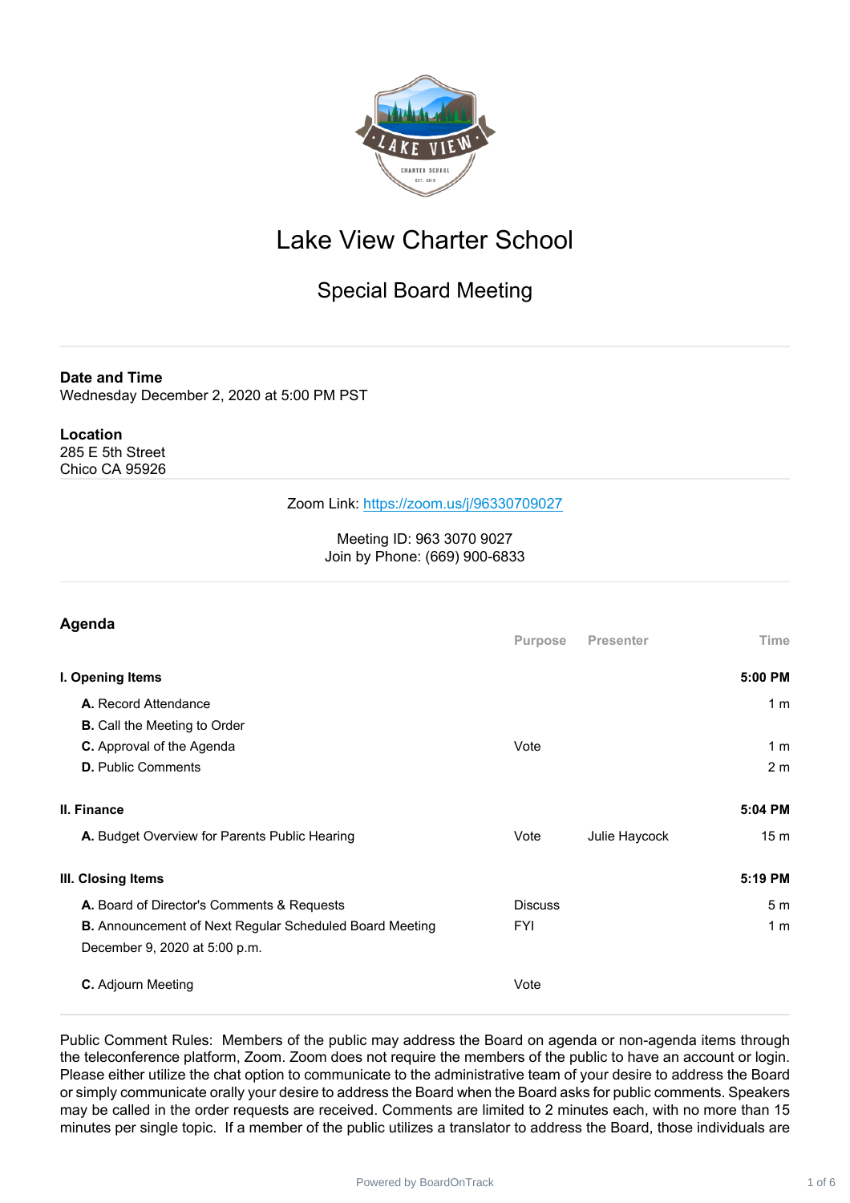# Lake View Charter School

## Special Board Meeting

**Date and Time**
Wednesday December 2, 2020 at 5:00 PM PST

**Location**
285 E 5th Street
Chico CA 95926

Zoom Link: https://zoom.us/j/96330709027

Meeting ID: 963 3070 9027
Join by Phone: (669) 900-6833

## Agenda

| | Purpose | Presenter | Time |
|---|---|---|---|
| **I. Opening Items** | | | **5:00 PM** |
| **A.** Record Attendance | | | 1 m |
| **B.** Call the Meeting to Order | | | |
| **C.** Approval of the Agenda | Vote | | 1 m |
| **D.** Public Comments | | | 2 m |
| **II. Finance** | | | **5:04 PM** |
| **A.** Budget Overview for Parents Public Hearing | Vote | Julie Haycock | 15 m |
| **III. Closing Items** | | | **5:19 PM** |
| **A.** Board of Director's Comments & Requests | Discuss | | 5 m |
| **B.** Announcement of Next Regular Scheduled Board Meeting December 9, 2020 at 5:00 p.m. | FYI | | 1 m |
| **C.** Adjourn Meeting | Vote | | |

Public Comment Rules: Members of the public may address the Board on agenda or non-agenda items through the teleconference platform, Zoom. Zoom does not require the members of the public to have an account or login. Please either utilize the chat option to communicate to the administrative team of your desire to address the Board or simply communicate orally your desire to address the Board when the Board asks for public comments. Speakers may be called in the order requests are received. Comments are limited to 2 minutes each, with no more than 15 minutes per single topic. If a member of the public utilizes a translator to address the Board, those individuals are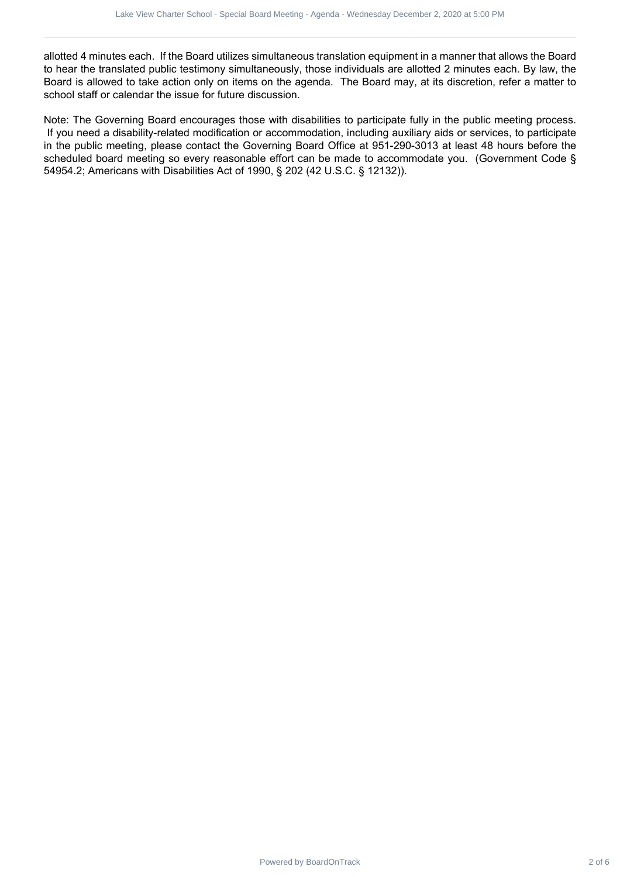allotted 4 minutes each. If the Board utilizes simultaneous translation equipment in a manner that allows the Board to hear the translated public testimony simultaneously, those individuals are allotted 2 minutes each. By law, the Board is allowed to take action only on items on the agenda. The Board may, at its discretion, refer a matter to school staff or calendar the issue for future discussion.

Note: The Governing Board encourages those with disabilities to participate fully in the public meeting process. If you need a disability-related modification or accommodation, including auxiliary aids or services, to participate in the public meeting, please contact the Governing Board Office at 951-290-3013 at least 48 hours before the scheduled board meeting so every reasonable effort can be made to accommodate you. (Government Code § 54954.2; Americans with Disabilities Act of 1990, § 202 (42 U.S.C. § 12132)).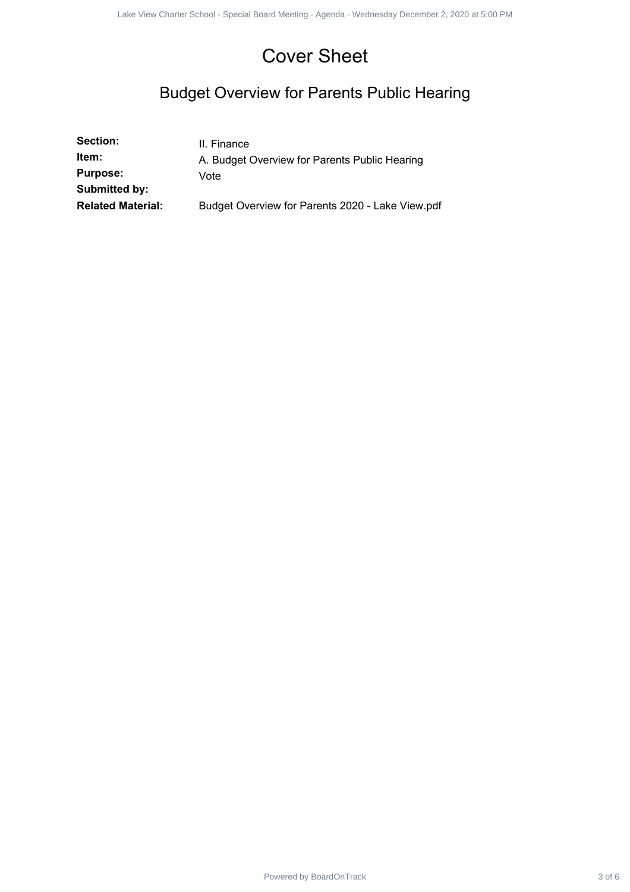# Cover Sheet

## Budget Overview for Parents Public Hearing

| | |
|---|---|
| **Section:** | II. Finance |
| **Item:** | A. Budget Overview for Parents Public Hearing |
| **Purpose:** | Vote |
| **Submitted by:** | |
| **Related Material:** | Budget Overview for Parents 2020 - Lake View.pdf |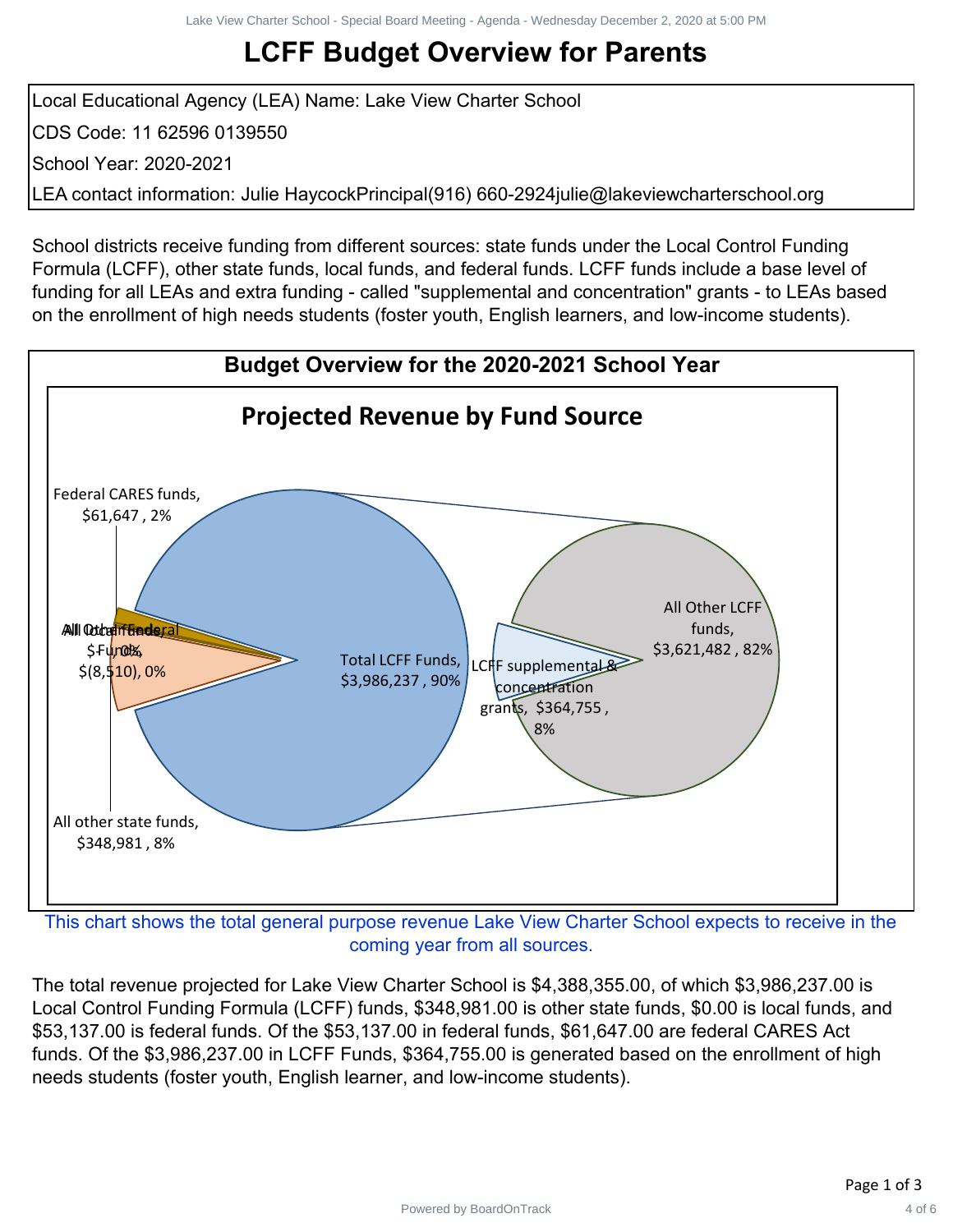# LCFF Budget Overview for Parents

| |
|---|
| Local Educational Agency (LEA) Name: Lake View Charter School |
| CDS Code: 11 62596 0139550 |
| School Year: 2020-2021 |
| LEA contact information: Julie HaycockPrincipal(916) 660-2924julie@lakeviewcharterschool.org |

School districts receive funding from different sources: state funds under the Local Control Funding Formula (LCFF), other state funds, local funds, and federal funds. LCFF funds include a base level of funding for all LEAs and extra funding - called "supplemental and concentration" grants - to LEAs based on the enrollment of high needs students (foster youth, English learners, and low-income students).

## Budget Overview for the 2020-2021 School Year

### Projected Revenue by Fund Source

Federal CARES funds, $61,647 , 2%

All Other Federal Funds, $(8,510), 0%

All local funds, $- , 0%

Total LCFF Funds, $3,986,237 , 90%

LCFF supplemental & concentration grants, $364,755 , 8%

All Other LCFF funds, $3,621,482 , 82%

All other state funds, $348,981 , 8%

This chart shows the total general purpose revenue Lake View Charter School expects to receive in the coming year from all sources.

The total revenue projected for Lake View Charter School is $4,388,355.00, of which $3,986,237.00 is Local Control Funding Formula (LCFF) funds, $348,981.00 is other state funds, $0.00 is local funds, and $53,137.00 is federal funds. Of the $53,137.00 in federal funds, $61,647.00 are federal CARES Act funds. Of the $3,986,237.00 in LCFF Funds, $364,755.00 is generated based on the enrollment of high needs students (foster youth, English learner, and low-income students).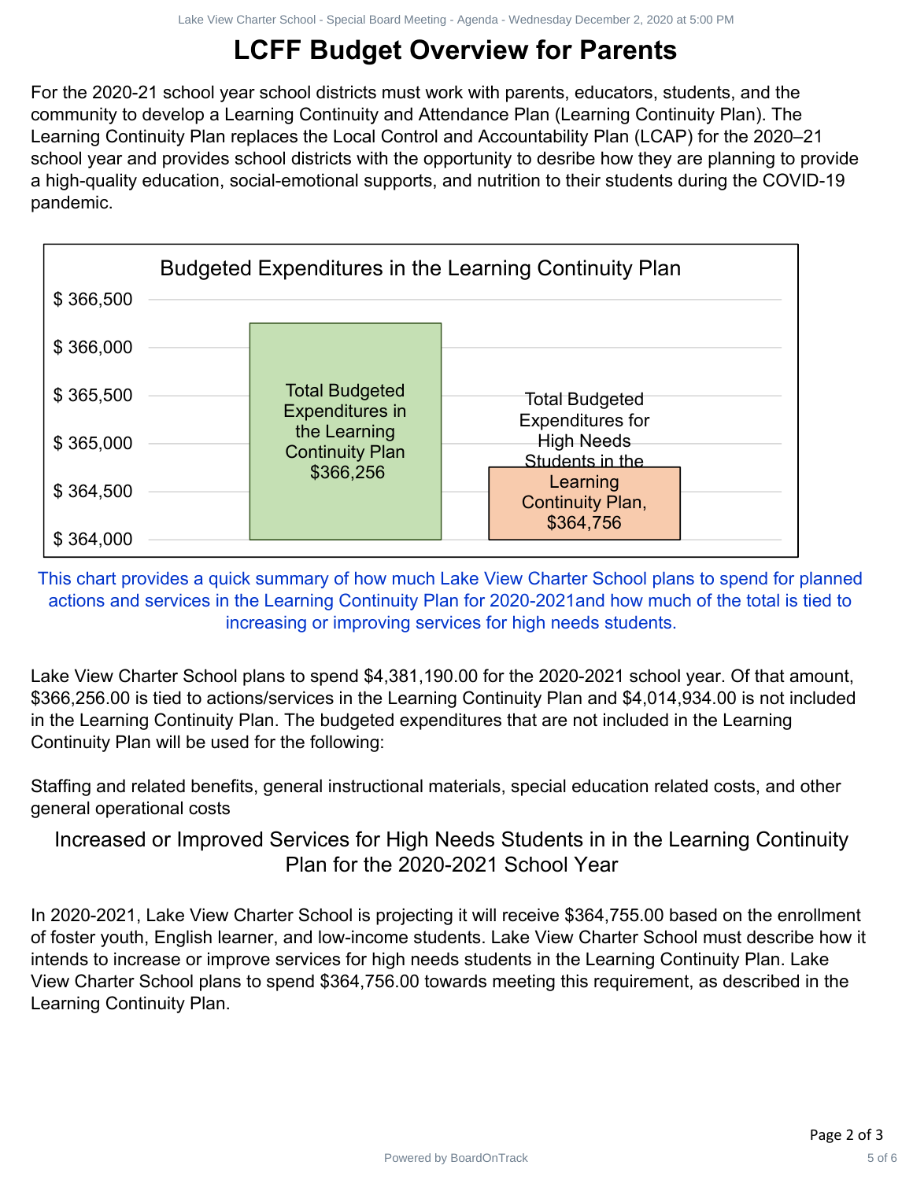# LCFF Budget Overview for Parents

For the 2020-21 school year school districts must work with parents, educators, students, and the community to develop a Learning Continuity and Attendance Plan (Learning Continuity Plan). The Learning Continuity Plan replaces the Local Control and Accountability Plan (LCAP) for the 2020–21 school year and provides school districts with the opportunity to desribe how they are planning to provide a high-quality education, social-emotional supports, and nutrition to their students during the COVID-19 pandemic.

**Budgeted Expenditures in the Learning Continuity Plan**

| Category | Amount |
|---|---|
| Total Budgeted Expenditures in the Learning Continuity Plan | $366,256 |
| Total Budgeted Expenditures for High Needs Students in the Learning Continuity Plan | $364,756 |

This chart provides a quick summary of how much Lake View Charter School plans to spend for planned actions and services in the Learning Continuity Plan for 2020-2021and how much of the total is tied to increasing or improving services for high needs students.

Lake View Charter School plans to spend $4,381,190.00 for the 2020-2021 school year. Of that amount, $366,256.00 is tied to actions/services in the Learning Continuity Plan and $4,014,934.00 is not included in the Learning Continuity Plan. The budgeted expenditures that are not included in the Learning Continuity Plan will be used for the following:

Staffing and related benefits, general instructional materials, special education related costs, and other general operational costs

## Increased or Improved Services for High Needs Students in in the Learning Continuity Plan for the 2020-2021 School Year

In 2020-2021, Lake View Charter School is projecting it will receive $364,755.00 based on the enrollment of foster youth, English learner, and low-income students. Lake View Charter School must describe how it intends to increase or improve services for high needs students in the Learning Continuity Plan. Lake View Charter School plans to spend $364,756.00 towards meeting this requirement, as described in the Learning Continuity Plan.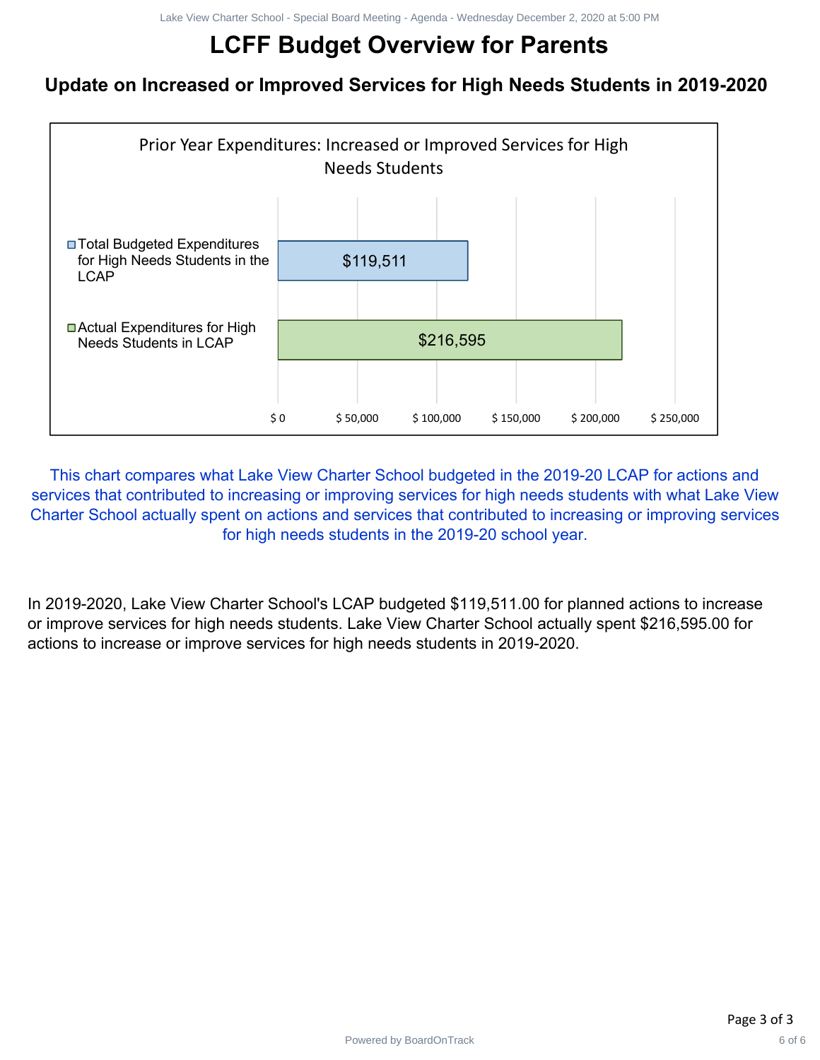# LCFF Budget Overview for Parents

## Update on Increased or Improved Services for High Needs Students in 2019-2020

Prior Year Expenditures: Increased or Improved Services for High Needs Students

Total Budgeted Expenditures for High Needs Students in the LCAP

$119,511

Actual Expenditures for High Needs Students in LCAP

$216,595

$ 0
$ 50,000
$ 100,000
$ 150,000
$ 200,000
$ 250,000

This chart compares what Lake View Charter School budgeted in the 2019-20 LCAP for actions and services that contributed to increasing or improving services for high needs students with what Lake View Charter School actually spent on actions and services that contributed to increasing or improving services for high needs students in the 2019-20 school year.

In 2019-2020, Lake View Charter School's LCAP budgeted $119,511.00 for planned actions to increase or improve services for high needs students. Lake View Charter School actually spent $216,595.00 for actions to increase or improve services for high needs students in 2019-2020.